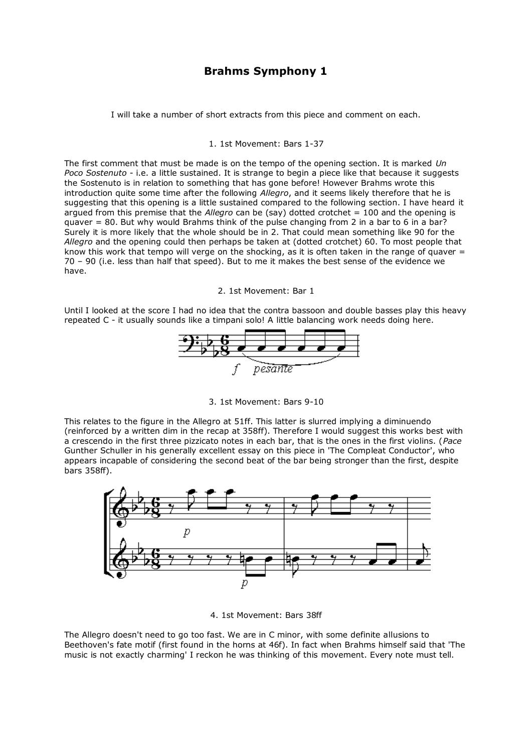# Brahms Symphony 1

I will take a number of short extracts from this piece and comment on each.

1. 1st Movement: Bars 1-37

The first comment that must be made is on the tempo of the opening section. It is marked *Un Poco Sostenuto* - i.e. a little sustained. It is strange to begin a piece like that because it suggests the Sostenuto is in relation to something that has gone before! However Brahms wrote this introduction quite some time after the following *Allegro*, and it seems likely therefore that he is suggesting that this opening is a little sustained compared to the following section. I have heard it argued from this premise that the *Allegro* can be (say) dotted crotchet = 100 and the opening is quaver = 80. But why would Brahms think of the pulse changing from 2 in a bar to 6 in a bar? Surely it is more likely that the whole should be in 2. That could mean something like 90 for the *Allegro* and the opening could then perhaps be taken at (dotted crotchet) 60. To most people that know this work that tempo will verge on the shocking, as it is often taken in the range of quaver = 70 – 90 (i.e. less than half that speed). But to me it makes the best sense of the evidence we have.

2. 1st Movement: Bar 1

Until I looked at the score I had no idea that the contra bassoon and double basses play this heavy repeated C - it usually sounds like a timpani solo! A little balancing work needs doing here.

3. 1st Movement: Bars 9-10

This relates to the figure in the Allegro at 51ff. This latter is slurred implying a diminuendo (reinforced by a written dim in the recap at 358ff). Therefore I would suggest this works best with a crescendo in the first three pizzicato notes in each bar, that is the ones in the first violins. (*Pace* Gunther Schuller in his generally excellent essay on this piece in 'The Compleat Conductor', who appears incapable of considering the second beat of the bar being stronger than the first, despite bars 358ff).

4. 1st Movement: Bars 38ff

The Allegro doesn't need to go too fast. We are in C minor, with some definite allusions to Beethoven's fate motif (first found in the horns at 46f). In fact when Brahms himself said that 'The music is not exactly charming' I reckon he was thinking of this movement. Every note must tell.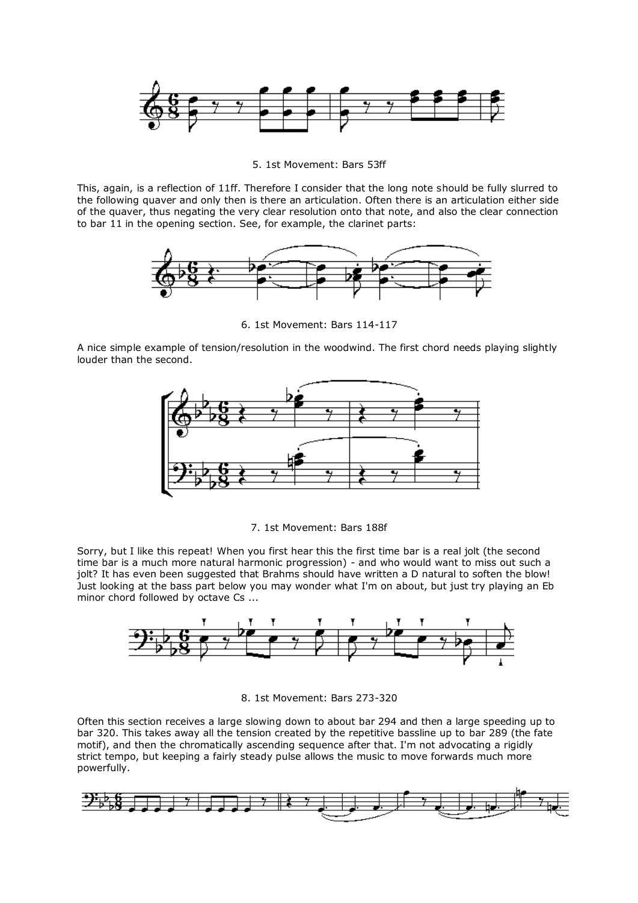5. 1st Movement: Bars 53ff

This, again, is a reflection of 11ff. Therefore I consider that the long note should be fully slurred to the following quaver and only then is there an articulation. Often there is an articulation either side of the quaver, thus negating the very clear resolution onto that note, and also the clear connection to bar 11 in the opening section. See, for example, the clarinet parts:

6. 1st Movement: Bars 114-117

A nice simple example of tension/resolution in the woodwind. The first chord needs playing slightly louder than the second.

7. 1st Movement: Bars 188f

Sorry, but I like this repeat! When you first hear this the first time bar is a real jolt (the second time bar is a much more natural harmonic progression) - and who would want to miss out such a jolt? It has even been suggested that Brahms should have written a D natural to soften the blow! Just looking at the bass part below you may wonder what I'm on about, but just try playing an Eb minor chord followed by octave Cs ...

8. 1st Movement: Bars 273-320

Often this section receives a large slowing down to about bar 294 and then a large speeding up to bar 320. This takes away all the tension created by the repetitive bassline up to bar 289 (the fate motif), and then the chromatically ascending sequence after that. I'm not advocating a rigidly strict tempo, but keeping a fairly steady pulse allows the music to move forwards much more powerfully.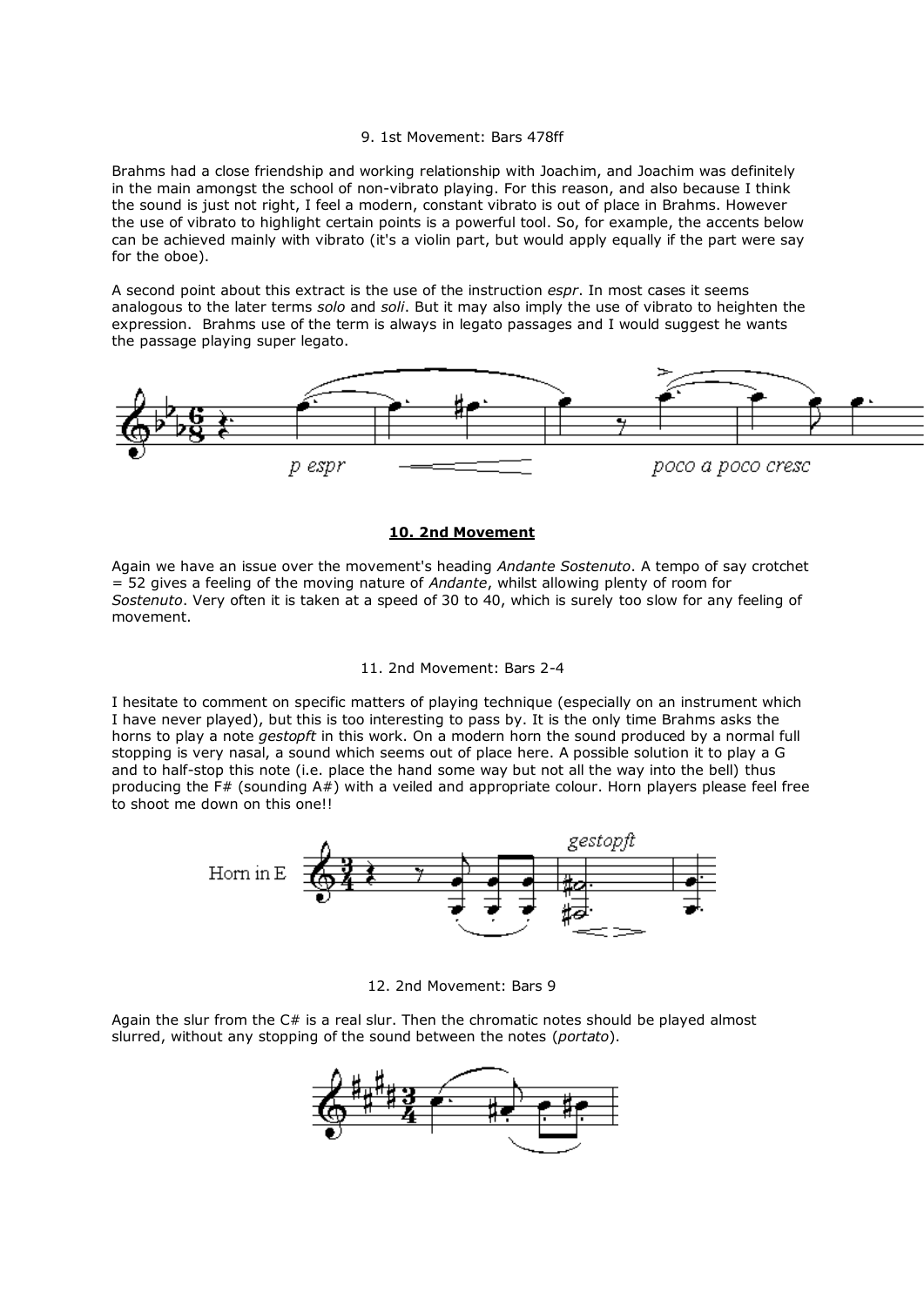9. 1st Movement: Bars 478ff

Brahms had a close friendship and working relationship with Joachim, and Joachim was definitely in the main amongst the school of non-vibrato playing. For this reason, and also because I think the sound is just not right, I feel a modern, constant vibrato is out of place in Brahms. However the use of vibrato to highlight certain points is a powerful tool. So, for example, the accents below can be achieved mainly with vibrato (it's a violin part, but would apply equally if the part were say for the oboe).

A second point about this extract is the use of the instruction *espr*. In most cases it seems analogous to the later terms *solo* and *soli*. But it may also imply the use of vibrato to heighten the expression. Brahms use of the term is always in legato passages and I would suggest he wants the passage playing super legato.

**10. 2nd Movement**

Again we have an issue over the movement's heading *Andante Sostenuto*. A tempo of say crotchet = 52 gives a feeling of the moving nature of *Andante*, whilst allowing plenty of room for *Sostenuto*. Very often it is taken at a speed of 30 to 40, which is surely too slow for any feeling of movement.

11. 2nd Movement: Bars 2-4

I hesitate to comment on specific matters of playing technique (especially on an instrument which I have never played), but this is too interesting to pass by. It is the only time Brahms asks the horns to play a note *gestopft* in this work. On a modern horn the sound produced by a normal full stopping is very nasal, a sound which seems out of place here. A possible solution it to play a G and to half-stop this note (i.e. place the hand some way but not all the way into the bell) thus producing the F# (sounding A#) with a veiled and appropriate colour. Horn players please feel free to shoot me down on this one!!

12. 2nd Movement: Bars 9

Again the slur from the C# is a real slur. Then the chromatic notes should be played almost slurred, without any stopping of the sound between the notes (*portato*).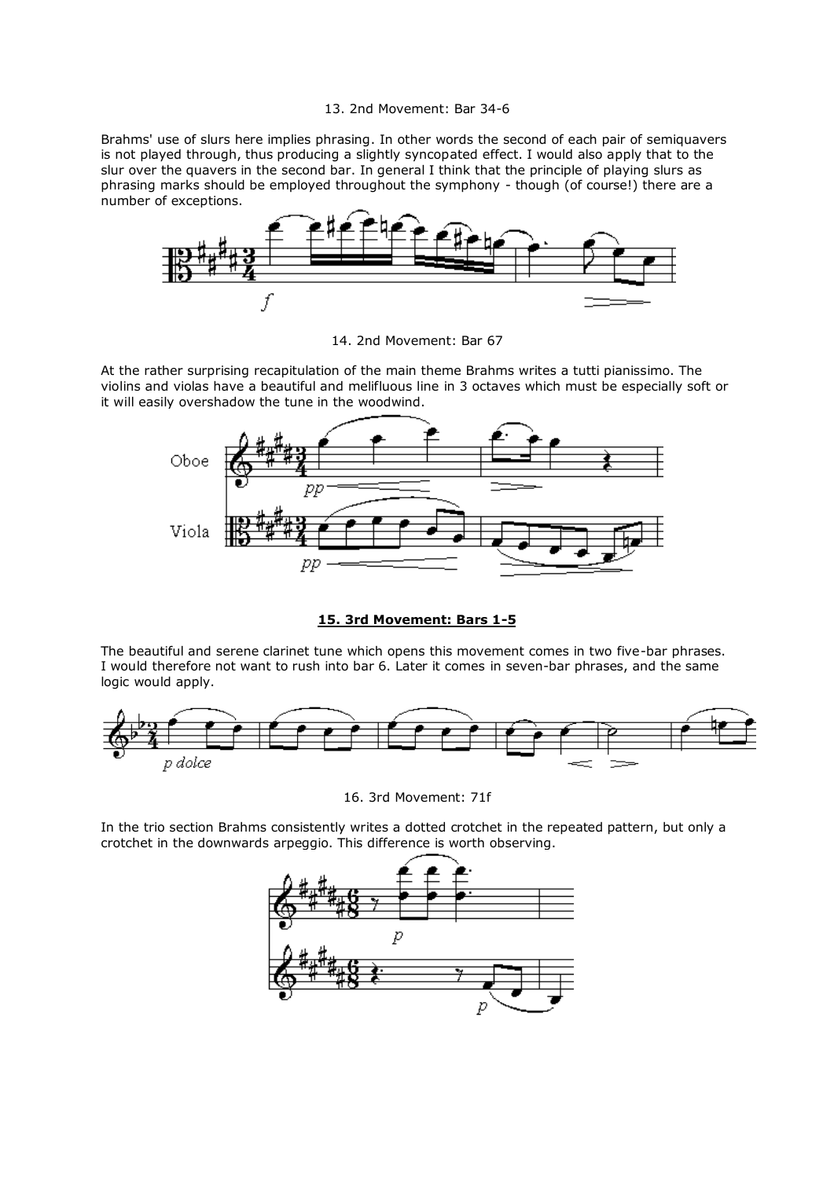13. 2nd Movement: Bar 34-6

Brahms' use of slurs here implies phrasing. In other words the second of each pair of semiquavers is not played through, thus producing a slightly syncopated effect. I would also apply that to the slur over the quavers in the second bar. In general I think that the principle of playing slurs as phrasing marks should be employed throughout the symphony - though (of course!) there are a number of exceptions.

14. 2nd Movement: Bar 67

At the rather surprising recapitulation of the main theme Brahms writes a tutti pianissimo. The violins and violas have a beautiful and melifluous line in 3 octaves which must be especially soft or it will easily overshadow the tune in the woodwind.

**15. 3rd Movement: Bars 1-5**

The beautiful and serene clarinet tune which opens this movement comes in two five-bar phrases. I would therefore not want to rush into bar 6. Later it comes in seven-bar phrases, and the same logic would apply.

16. 3rd Movement: 71f

In the trio section Brahms consistently writes a dotted crotchet in the repeated pattern, but only a crotchet in the downwards arpeggio. This difference is worth observing.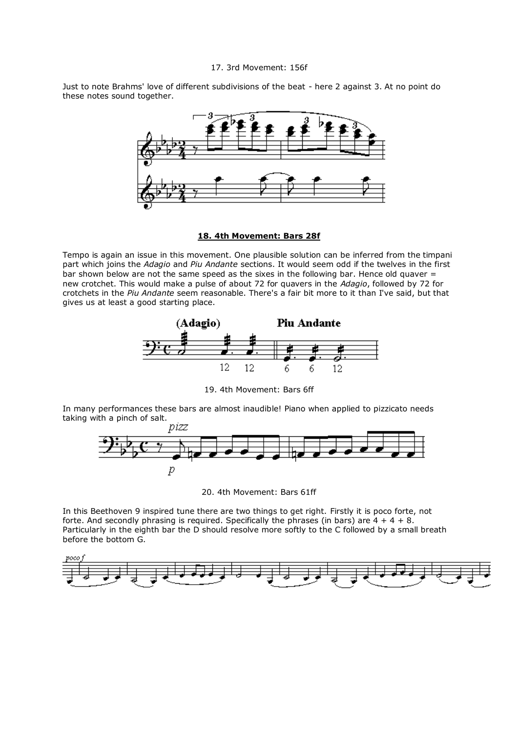17. 3rd Movement: 156f

Just to note Brahms' love of different subdivisions of the beat - here 2 against 3. At no point do these notes sound together.

**18. 4th Movement: Bars 28f**

Tempo is again an issue in this movement. One plausible solution can be inferred from the timpani part which joins the *Adagio* and *Piu Andante* sections. It would seem odd if the twelves in the first bar shown below are not the same speed as the sixes in the following bar. Hence old quaver = new crotchet. This would make a pulse of about 72 for quavers in the *Adagio*, followed by 72 for crotchets in the *Piu Andante* seem reasonable. There's a fair bit more to it than I've said, but that gives us at least a good starting place.

19. 4th Movement: Bars 6ff

In many performances these bars are almost inaudible! Piano when applied to pizzicato needs taking with a pinch of salt.

20. 4th Movement: Bars 61ff

In this Beethoven 9 inspired tune there are two things to get right. Firstly it is poco forte, not forte. And secondly phrasing is required. Specifically the phrases (in bars) are 4 + 4 + 8. Particularly in the eighth bar the D should resolve more softly to the C followed by a small breath before the bottom G.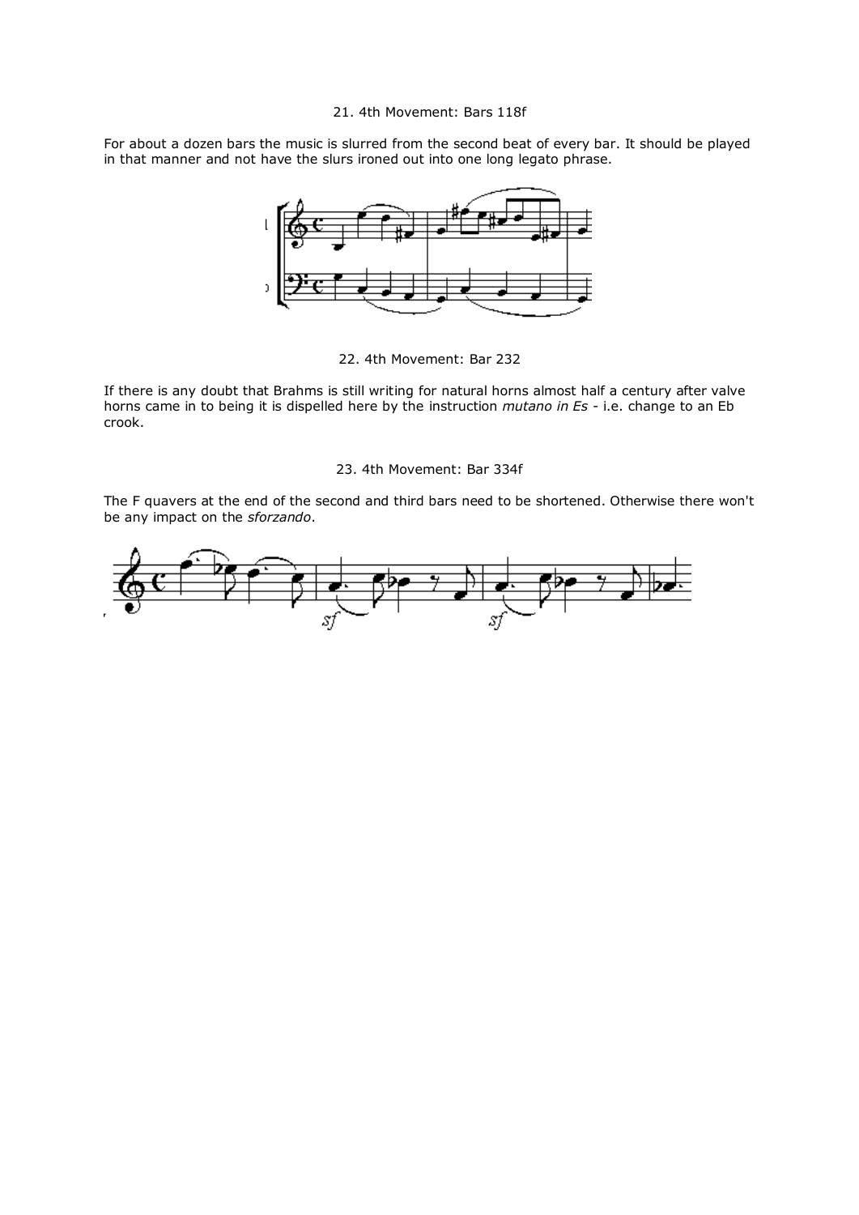21. 4th Movement: Bars 118f

For about a dozen bars the music is slurred from the second beat of every bar. It should be played in that manner and not have the slurs ironed out into one long legato phrase.

22. 4th Movement: Bar 232

If there is any doubt that Brahms is still writing for natural horns almost half a century after valve horns came in to being it is dispelled here by the instruction *mutano in Es* - i.e. change to an Eb crook.

23. 4th Movement: Bar 334f

The F quavers at the end of the second and third bars need to be shortened. Otherwise there won't be any impact on the *sforzando*.